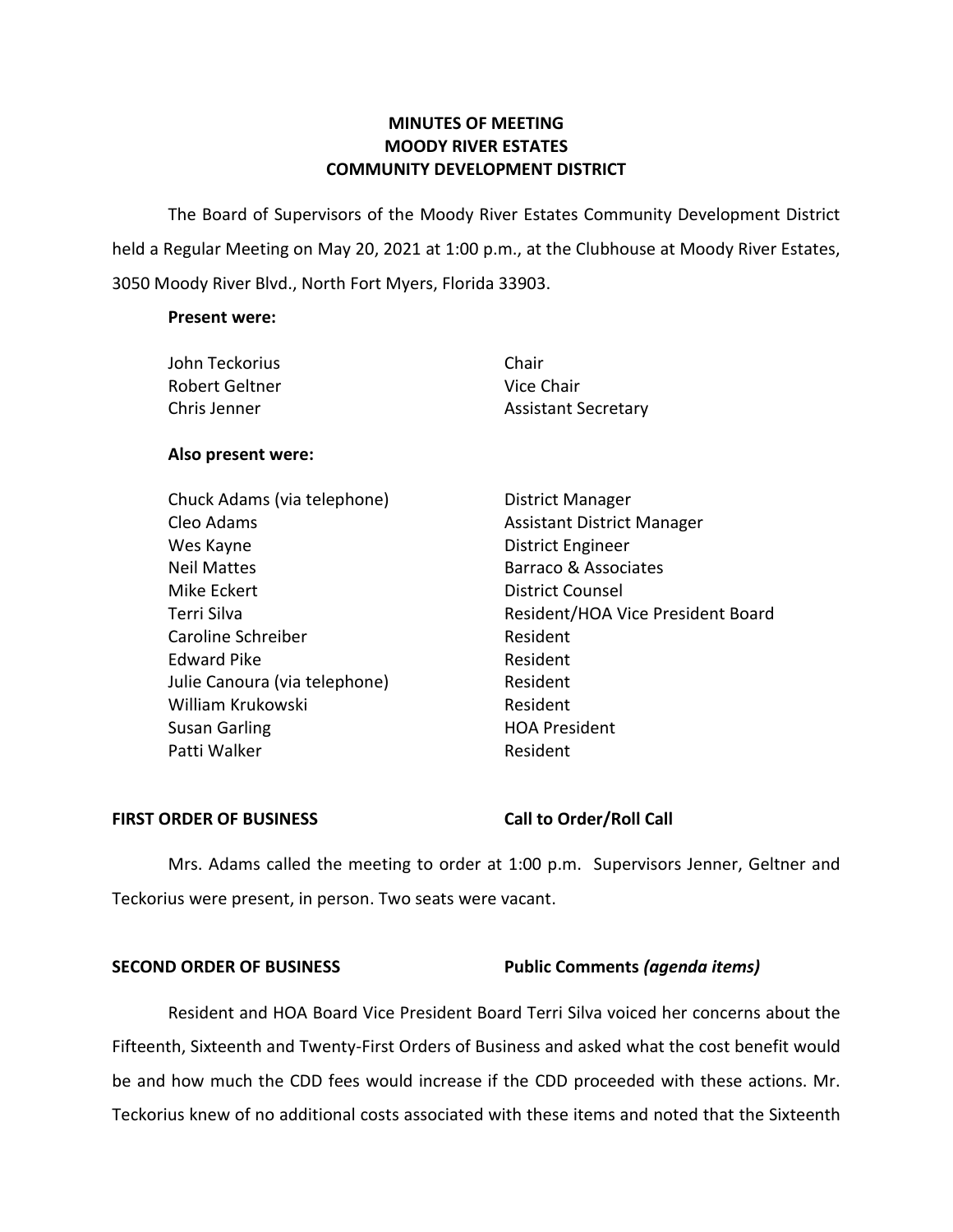**MINUTES OF MEETING**
**MOODY RIVER ESTATES**
**COMMUNITY DEVELOPMENT DISTRICT**

The Board of Supervisors of the Moody River Estates Community Development District held a Regular Meeting on May 20, 2021 at 1:00 p.m., at the Clubhouse at Moody River Estates, 3050 Moody River Blvd., North Fort Myers, Florida 33903.

**Present were:**

| | |
|---|---|
| John Teckorius | Chair |
| Robert Geltner | Vice Chair |
| Chris Jenner | Assistant Secretary |

**Also present were:**

| | |
|---|---|
| Chuck Adams (via telephone) | District Manager |
| Cleo Adams | Assistant District Manager |
| Wes Kayne | District Engineer |
| Neil Mattes | Barraco & Associates |
| Mike Eckert | District Counsel |
| Terri Silva | Resident/HOA Vice President Board |
| Caroline Schreiber | Resident |
| Edward Pike | Resident |
| Julie Canoura (via telephone) | Resident |
| William Krukowski | Resident |
| Susan Garling | HOA President |
| Patti Walker | Resident |

**FIRST ORDER OF BUSINESS** **Call to Order/Roll Call**

Mrs. Adams called the meeting to order at 1:00 p.m. Supervisors Jenner, Geltner and Teckorius were present, in person. Two seats were vacant.

**SECOND ORDER OF BUSINESS** **Public Comments *(agenda items)***

Resident and HOA Board Vice President Board Terri Silva voiced her concerns about the Fifteenth, Sixteenth and Twenty-First Orders of Business and asked what the cost benefit would be and how much the CDD fees would increase if the CDD proceeded with these actions. Mr. Teckorius knew of no additional costs associated with these items and noted that the Sixteenth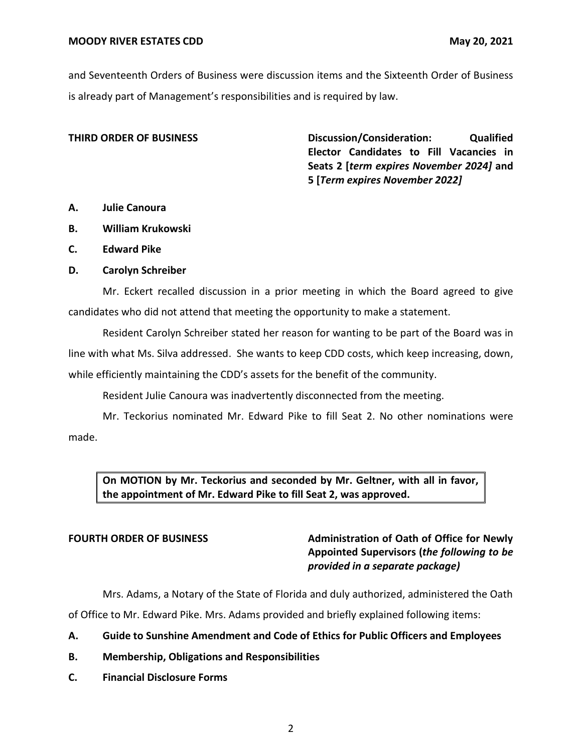and Seventeenth Orders of Business were discussion items and the Sixteenth Order of Business is already part of Management's responsibilities and is required by law.

**THIRD ORDER OF BUSINESS** **Discussion/Consideration: Qualified Elector Candidates to Fill Vacancies in Seats 2 [*term expires November 2024]* and 5 [*Term expires November 2022]***

**A. Julie Canoura**

**B. William Krukowski**

**C. Edward Pike**

**D. Carolyn Schreiber**

Mr. Eckert recalled discussion in a prior meeting in which the Board agreed to give candidates who did not attend that meeting the opportunity to make a statement.

Resident Carolyn Schreiber stated her reason for wanting to be part of the Board was in line with what Ms. Silva addressed. She wants to keep CDD costs, which keep increasing, down, while efficiently maintaining the CDD's assets for the benefit of the community.

Resident Julie Canoura was inadvertently disconnected from the meeting.

Mr. Teckorius nominated Mr. Edward Pike to fill Seat 2. No other nominations were made.

> **On MOTION by Mr. Teckorius and seconded by Mr. Geltner, with all in favor, the appointment of Mr. Edward Pike to fill Seat 2, was approved.**

**FOURTH ORDER OF BUSINESS** **Administration of Oath of Office for Newly Appointed Supervisors (*the following to be provided in a separate package)***

Mrs. Adams, a Notary of the State of Florida and duly authorized, administered the Oath of Office to Mr. Edward Pike. Mrs. Adams provided and briefly explained following items:

**A. Guide to Sunshine Amendment and Code of Ethics for Public Officers and Employees**

**B. Membership, Obligations and Responsibilities**

**C. Financial Disclosure Forms**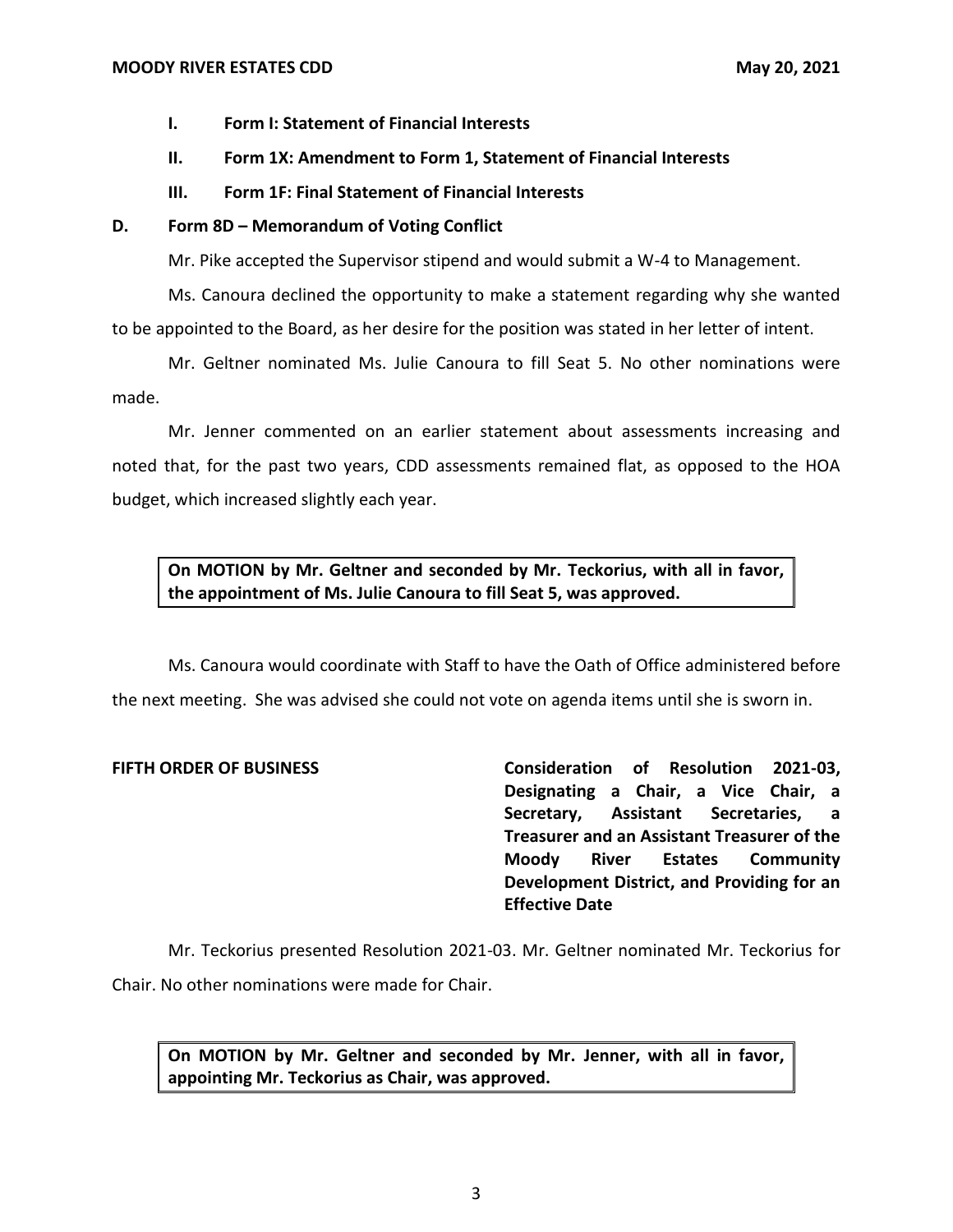- **I. Form I: Statement of Financial Interests**
- **II. Form 1X: Amendment to Form 1, Statement of Financial Interests**
- **III. Form 1F: Final Statement of Financial Interests**

**D. Form 8D – Memorandum of Voting Conflict**

Mr. Pike accepted the Supervisor stipend and would submit a W-4 to Management.

Ms. Canoura declined the opportunity to make a statement regarding why she wanted to be appointed to the Board, as her desire for the position was stated in her letter of intent.

Mr. Geltner nominated Ms. Julie Canoura to fill Seat 5. No other nominations were made.

Mr. Jenner commented on an earlier statement about assessments increasing and noted that, for the past two years, CDD assessments remained flat, as opposed to the HOA budget, which increased slightly each year.

> **On MOTION by Mr. Geltner and seconded by Mr. Teckorius, with all in favor, the appointment of Ms. Julie Canoura to fill Seat 5, was approved.**

Ms. Canoura would coordinate with Staff to have the Oath of Office administered before the next meeting. She was advised she could not vote on agenda items until she is sworn in.

**FIFTH ORDER OF BUSINESS** — **Consideration of Resolution 2021-03, Designating a Chair, a Vice Chair, a Secretary, Assistant Secretaries, a Treasurer and an Assistant Treasurer of the Moody River Estates Community Development District, and Providing for an Effective Date**

Mr. Teckorius presented Resolution 2021-03. Mr. Geltner nominated Mr. Teckorius for Chair. No other nominations were made for Chair.

> **On MOTION by Mr. Geltner and seconded by Mr. Jenner, with all in favor, appointing Mr. Teckorius as Chair, was approved.**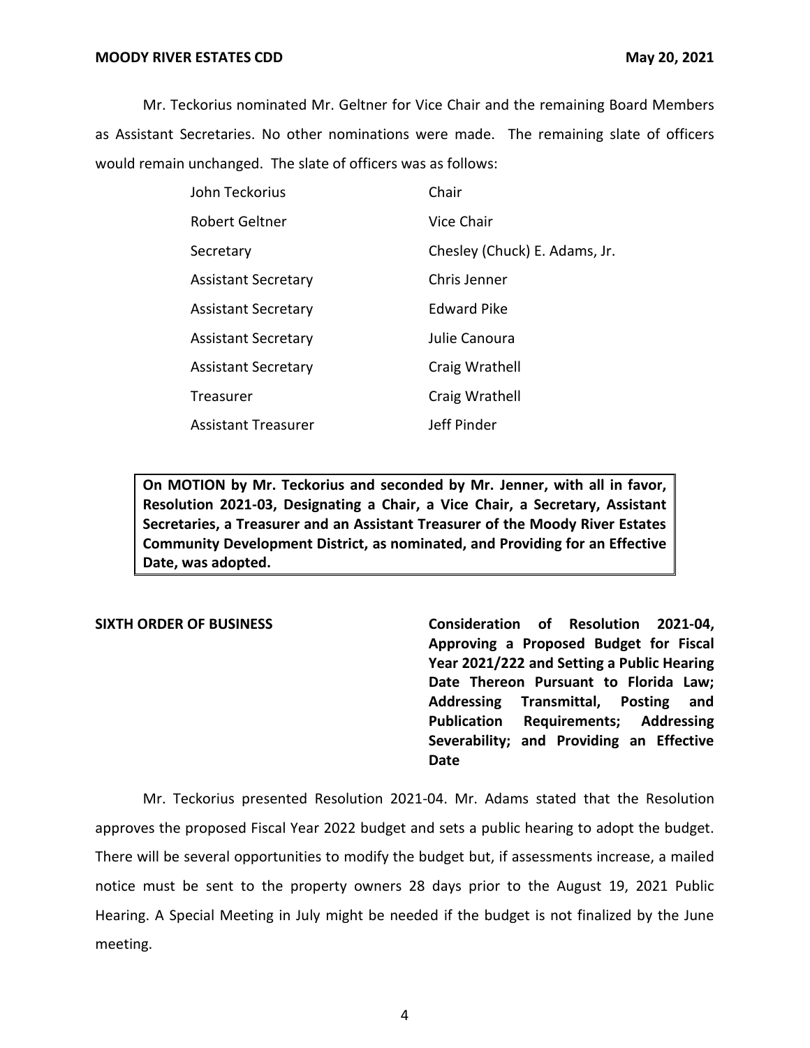Mr. Teckorius nominated Mr. Geltner for Vice Chair and the remaining Board Members as Assistant Secretaries. No other nominations were made. The remaining slate of officers would remain unchanged. The slate of officers was as follows:

| | |
|---|---|
| John Teckorius | Chair |
| Robert Geltner | Vice Chair |
| Secretary | Chesley (Chuck) E. Adams, Jr. |
| Assistant Secretary | Chris Jenner |
| Assistant Secretary | Edward Pike |
| Assistant Secretary | Julie Canoura |
| Assistant Secretary | Craig Wrathell |
| Treasurer | Craig Wrathell |
| Assistant Treasurer | Jeff Pinder |

**On MOTION by Mr. Teckorius and seconded by Mr. Jenner, with all in favor, Resolution 2021-03, Designating a Chair, a Vice Chair, a Secretary, Assistant Secretaries, a Treasurer and an Assistant Treasurer of the Moody River Estates Community Development District, as nominated, and Providing for an Effective Date, was adopted.**

**SIXTH ORDER OF BUSINESS** **Consideration of Resolution 2021-04, Approving a Proposed Budget for Fiscal Year 2021/222 and Setting a Public Hearing Date Thereon Pursuant to Florida Law; Addressing Transmittal, Posting and Publication Requirements; Addressing Severability; and Providing an Effective Date**

Mr. Teckorius presented Resolution 2021-04. Mr. Adams stated that the Resolution approves the proposed Fiscal Year 2022 budget and sets a public hearing to adopt the budget. There will be several opportunities to modify the budget but, if assessments increase, a mailed notice must be sent to the property owners 28 days prior to the August 19, 2021 Public Hearing. A Special Meeting in July might be needed if the budget is not finalized by the June meeting.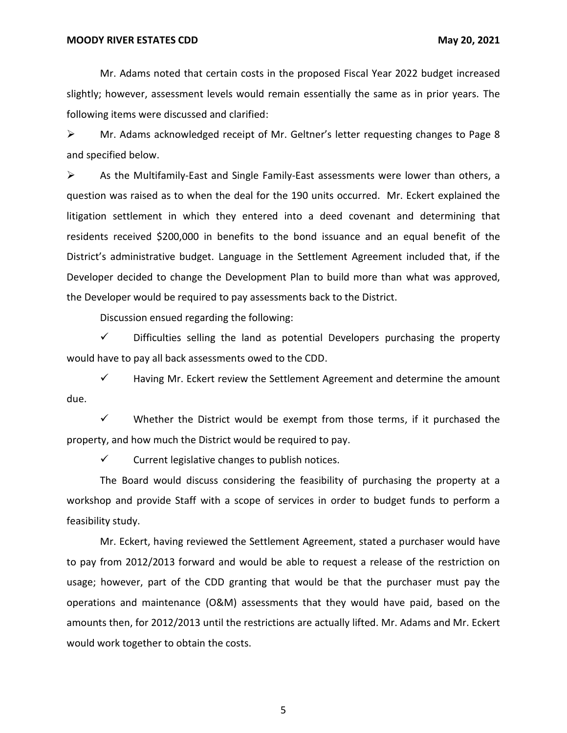Mr. Adams noted that certain costs in the proposed Fiscal Year 2022 budget increased slightly; however, assessment levels would remain essentially the same as in prior years. The following items were discussed and clarified:

- Mr. Adams acknowledged receipt of Mr. Geltner's letter requesting changes to Page 8 and specified below.
- As the Multifamily-East and Single Family-East assessments were lower than others, a question was raised as to when the deal for the 190 units occurred. Mr. Eckert explained the litigation settlement in which they entered into a deed covenant and determining that residents received $200,000 in benefits to the bond issuance and an equal benefit of the District's administrative budget. Language in the Settlement Agreement included that, if the Developer decided to change the Development Plan to build more than what was approved, the Developer would be required to pay assessments back to the District.

Discussion ensued regarding the following:

- ✓ Difficulties selling the land as potential Developers purchasing the property would have to pay all back assessments owed to the CDD.
- ✓ Having Mr. Eckert review the Settlement Agreement and determine the amount due.
- ✓ Whether the District would be exempt from those terms, if it purchased the property, and how much the District would be required to pay.
- ✓ Current legislative changes to publish notices.

The Board would discuss considering the feasibility of purchasing the property at a workshop and provide Staff with a scope of services in order to budget funds to perform a feasibility study.

Mr. Eckert, having reviewed the Settlement Agreement, stated a purchaser would have to pay from 2012/2013 forward and would be able to request a release of the restriction on usage; however, part of the CDD granting that would be that the purchaser must pay the operations and maintenance (O&M) assessments that they would have paid, based on the amounts then, for 2012/2013 until the restrictions are actually lifted. Mr. Adams and Mr. Eckert would work together to obtain the costs.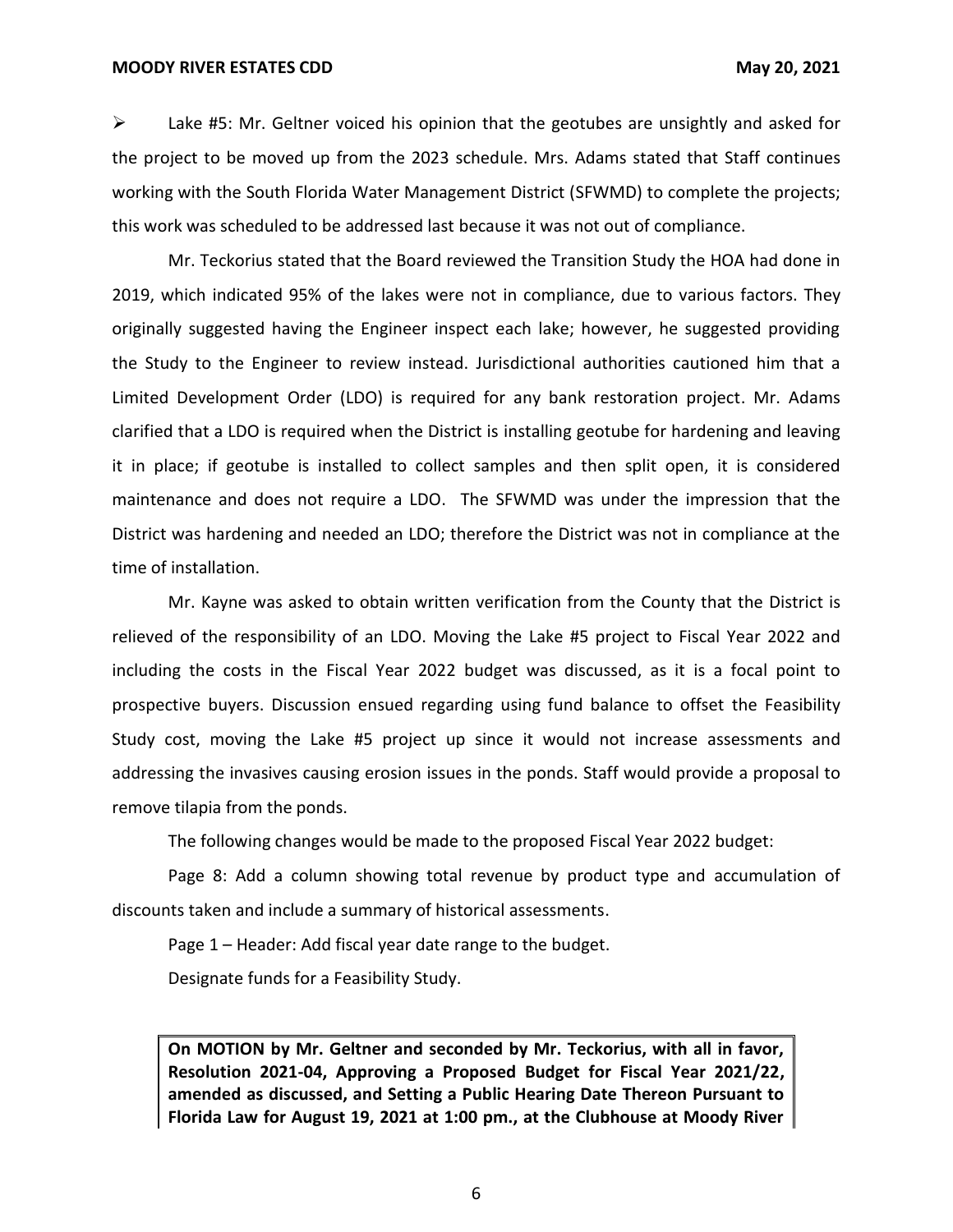- Lake #5: Mr. Geltner voiced his opinion that the geotubes are unsightly and asked for the project to be moved up from the 2023 schedule. Mrs. Adams stated that Staff continues working with the South Florida Water Management District (SFWMD) to complete the projects; this work was scheduled to be addressed last because it was not out of compliance.

Mr. Teckorius stated that the Board reviewed the Transition Study the HOA had done in 2019, which indicated 95% of the lakes were not in compliance, due to various factors. They originally suggested having the Engineer inspect each lake; however, he suggested providing the Study to the Engineer to review instead. Jurisdictional authorities cautioned him that a Limited Development Order (LDO) is required for any bank restoration project. Mr. Adams clarified that a LDO is required when the District is installing geotube for hardening and leaving it in place; if geotube is installed to collect samples and then split open, it is considered maintenance and does not require a LDO. The SFWMD was under the impression that the District was hardening and needed an LDO; therefore the District was not in compliance at the time of installation.

Mr. Kayne was asked to obtain written verification from the County that the District is relieved of the responsibility of an LDO. Moving the Lake #5 project to Fiscal Year 2022 and including the costs in the Fiscal Year 2022 budget was discussed, as it is a focal point to prospective buyers. Discussion ensued regarding using fund balance to offset the Feasibility Study cost, moving the Lake #5 project up since it would not increase assessments and addressing the invasives causing erosion issues in the ponds. Staff would provide a proposal to remove tilapia from the ponds.

The following changes would be made to the proposed Fiscal Year 2022 budget:

Page 8: Add a column showing total revenue by product type and accumulation of discounts taken and include a summary of historical assessments.

Page 1 – Header: Add fiscal year date range to the budget.

Designate funds for a Feasibility Study.

**On MOTION by Mr. Geltner and seconded by Mr. Teckorius, with all in favor, Resolution 2021-04, Approving a Proposed Budget for Fiscal Year 2021/22, amended as discussed, and Setting a Public Hearing Date Thereon Pursuant to Florida Law for August 19, 2021 at 1:00 pm., at the Clubhouse at Moody River**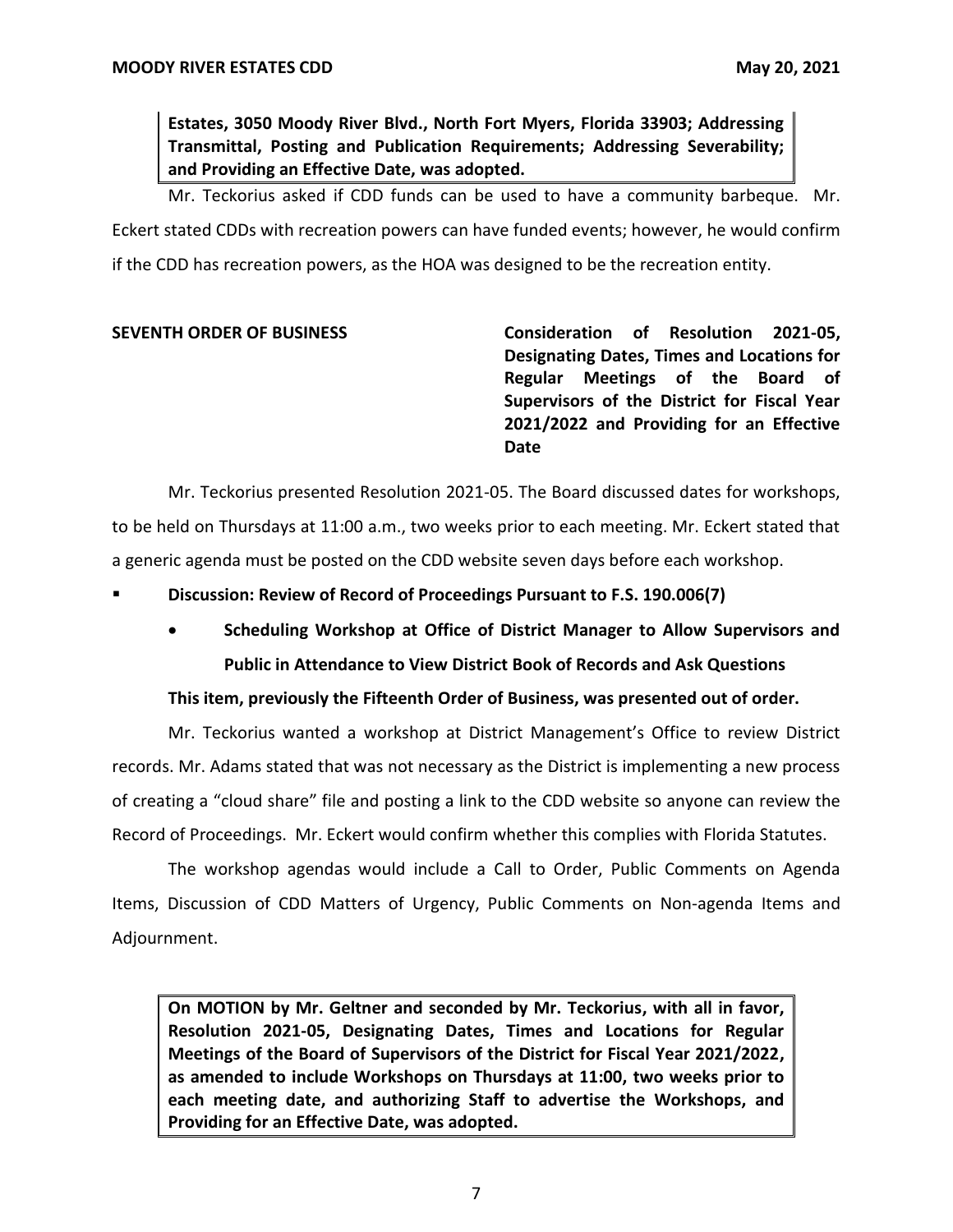**Estates, 3050 Moody River Blvd., North Fort Myers, Florida 33903; Addressing Transmittal, Posting and Publication Requirements; Addressing Severability; and Providing an Effective Date, was adopted.**

Mr. Teckorius asked if CDD funds can be used to have a community barbeque. Mr. Eckert stated CDDs with recreation powers can have funded events; however, he would confirm if the CDD has recreation powers, as the HOA was designed to be the recreation entity.

**SEVENTH ORDER OF BUSINESS** **Consideration of Resolution 2021-05, Designating Dates, Times and Locations for Regular Meetings of the Board of Supervisors of the District for Fiscal Year 2021/2022 and Providing for an Effective Date**

Mr. Teckorius presented Resolution 2021-05. The Board discussed dates for workshops, to be held on Thursdays at 11:00 a.m., two weeks prior to each meeting. Mr. Eckert stated that a generic agenda must be posted on the CDD website seven days before each workshop.

- **Discussion: Review of Record of Proceedings Pursuant to F.S. 190.006(7)**
  - **Scheduling Workshop at Office of District Manager to Allow Supervisors and Public in Attendance to View District Book of Records and Ask Questions**

**This item, previously the Fifteenth Order of Business, was presented out of order.**

Mr. Teckorius wanted a workshop at District Management's Office to review District records. Mr. Adams stated that was not necessary as the District is implementing a new process of creating a "cloud share" file and posting a link to the CDD website so anyone can review the Record of Proceedings. Mr. Eckert would confirm whether this complies with Florida Statutes.

The workshop agendas would include a Call to Order, Public Comments on Agenda Items, Discussion of CDD Matters of Urgency, Public Comments on Non-agenda Items and Adjournment.

**On MOTION by Mr. Geltner and seconded by Mr. Teckorius, with all in favor, Resolution 2021-05, Designating Dates, Times and Locations for Regular Meetings of the Board of Supervisors of the District for Fiscal Year 2021/2022, as amended to include Workshops on Thursdays at 11:00, two weeks prior to each meeting date, and authorizing Staff to advertise the Workshops, and Providing for an Effective Date, was adopted.**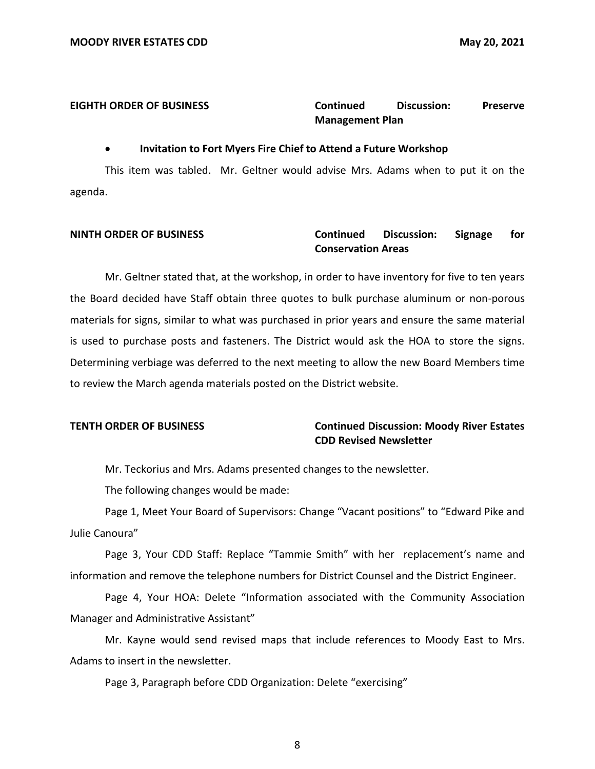**EIGHTH ORDER OF BUSINESS** **Continued Discussion: Preserve Management Plan**

- **Invitation to Fort Myers Fire Chief to Attend a Future Workshop**

This item was tabled. Mr. Geltner would advise Mrs. Adams when to put it on the agenda.

**NINTH ORDER OF BUSINESS** **Continued Discussion: Signage for Conservation Areas**

Mr. Geltner stated that, at the workshop, in order to have inventory for five to ten years the Board decided have Staff obtain three quotes to bulk purchase aluminum or non-porous materials for signs, similar to what was purchased in prior years and ensure the same material is used to purchase posts and fasteners. The District would ask the HOA to store the signs. Determining verbiage was deferred to the next meeting to allow the new Board Members time to review the March agenda materials posted on the District website.

**TENTH ORDER OF BUSINESS** **Continued Discussion: Moody River Estates CDD Revised Newsletter**

Mr. Teckorius and Mrs. Adams presented changes to the newsletter.

The following changes would be made:

Page 1, Meet Your Board of Supervisors: Change "Vacant positions" to "Edward Pike and Julie Canoura"

Page 3, Your CDD Staff: Replace "Tammie Smith" with her replacement's name and information and remove the telephone numbers for District Counsel and the District Engineer.

Page 4, Your HOA: Delete "Information associated with the Community Association Manager and Administrative Assistant"

Mr. Kayne would send revised maps that include references to Moody East to Mrs. Adams to insert in the newsletter.

Page 3, Paragraph before CDD Organization: Delete "exercising"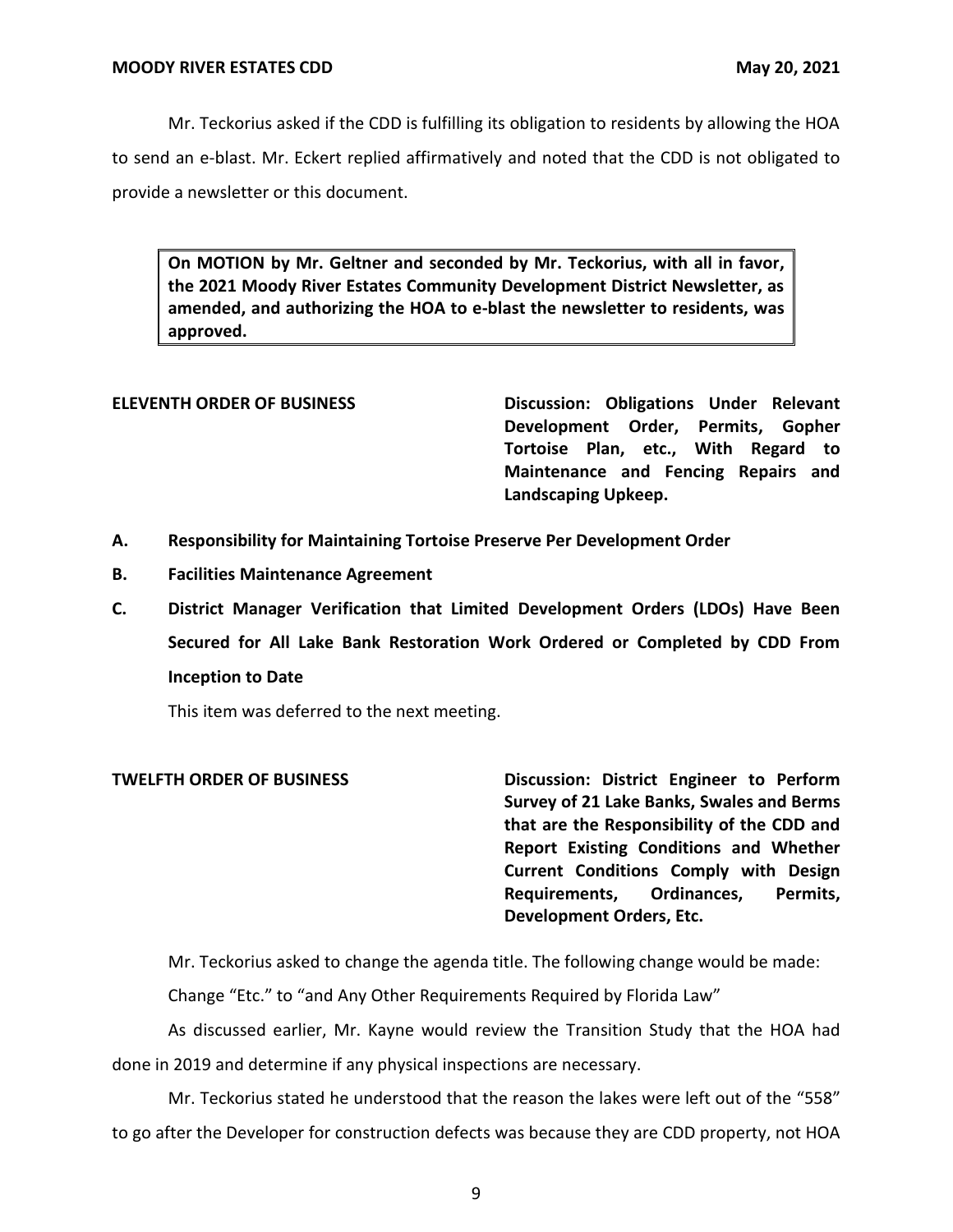Mr. Teckorius asked if the CDD is fulfilling its obligation to residents by allowing the HOA to send an e-blast. Mr. Eckert replied affirmatively and noted that the CDD is not obligated to provide a newsletter or this document.

> **On MOTION by Mr. Geltner and seconded by Mr. Teckorius, with all in favor, the 2021 Moody River Estates Community Development District Newsletter, as amended, and authorizing the HOA to e-blast the newsletter to residents, was approved.**

**ELEVENTH ORDER OF BUSINESS** — **Discussion: Obligations Under Relevant Development Order, Permits, Gopher Tortoise Plan, etc., With Regard to Maintenance and Fencing Repairs and Landscaping Upkeep.**

**A. Responsibility for Maintaining Tortoise Preserve Per Development Order**

**B. Facilities Maintenance Agreement**

**C. District Manager Verification that Limited Development Orders (LDOs) Have Been Secured for All Lake Bank Restoration Work Ordered or Completed by CDD From Inception to Date**

This item was deferred to the next meeting.

**TWELFTH ORDER OF BUSINESS** — **Discussion: District Engineer to Perform Survey of 21 Lake Banks, Swales and Berms that are the Responsibility of the CDD and Report Existing Conditions and Whether Current Conditions Comply with Design Requirements, Ordinances, Permits, Development Orders, Etc.**

Mr. Teckorius asked to change the agenda title. The following change would be made:

Change "Etc." to "and Any Other Requirements Required by Florida Law"

As discussed earlier, Mr. Kayne would review the Transition Study that the HOA had done in 2019 and determine if any physical inspections are necessary.

Mr. Teckorius stated he understood that the reason the lakes were left out of the "558" to go after the Developer for construction defects was because they are CDD property, not HOA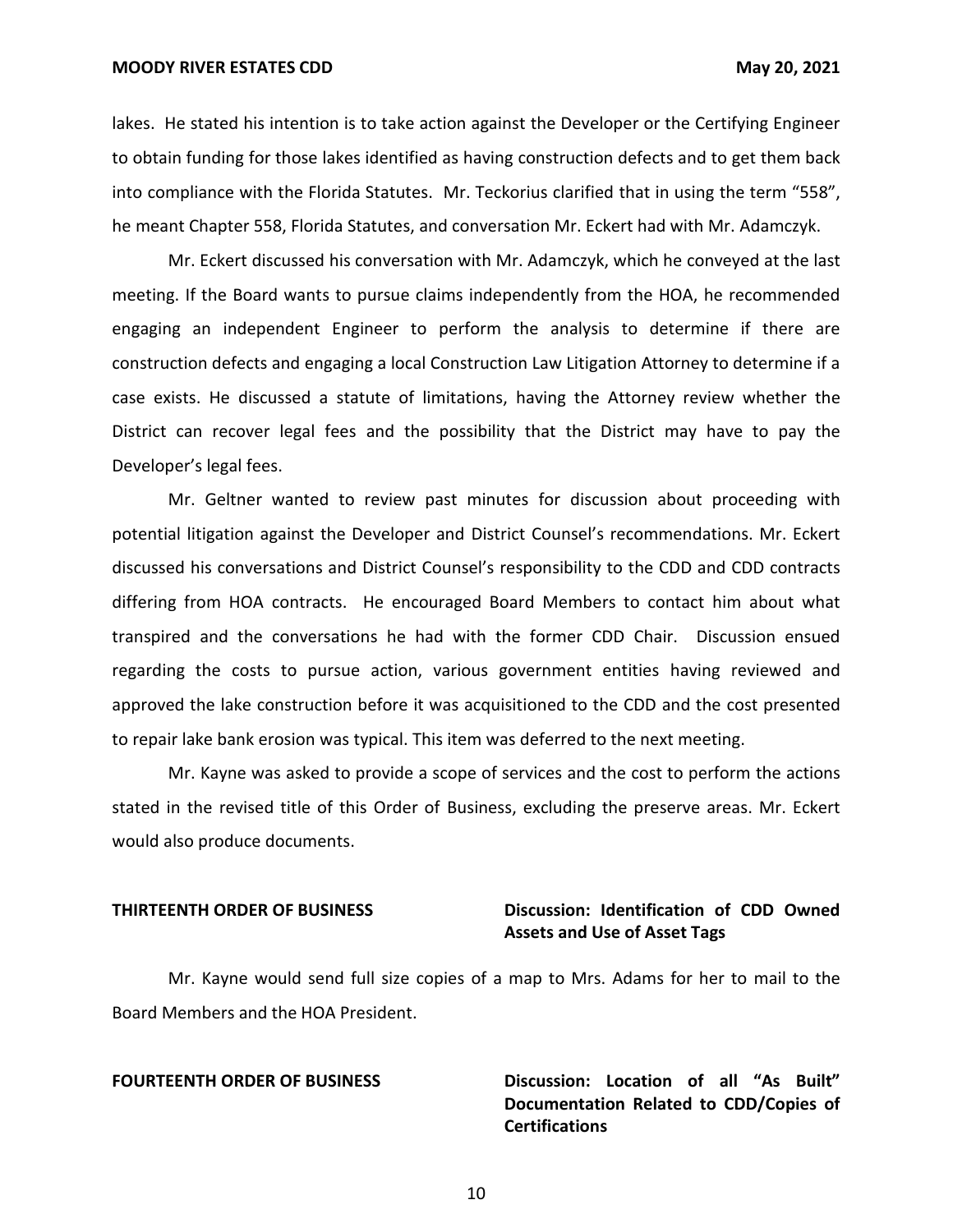lakes. He stated his intention is to take action against the Developer or the Certifying Engineer to obtain funding for those lakes identified as having construction defects and to get them back into compliance with the Florida Statutes. Mr. Teckorius clarified that in using the term "558", he meant Chapter 558, Florida Statutes, and conversation Mr. Eckert had with Mr. Adamczyk.

Mr. Eckert discussed his conversation with Mr. Adamczyk, which he conveyed at the last meeting. If the Board wants to pursue claims independently from the HOA, he recommended engaging an independent Engineer to perform the analysis to determine if there are construction defects and engaging a local Construction Law Litigation Attorney to determine if a case exists. He discussed a statute of limitations, having the Attorney review whether the District can recover legal fees and the possibility that the District may have to pay the Developer's legal fees.

Mr. Geltner wanted to review past minutes for discussion about proceeding with potential litigation against the Developer and District Counsel's recommendations. Mr. Eckert discussed his conversations and District Counsel's responsibility to the CDD and CDD contracts differing from HOA contracts. He encouraged Board Members to contact him about what transpired and the conversations he had with the former CDD Chair. Discussion ensued regarding the costs to pursue action, various government entities having reviewed and approved the lake construction before it was acquisitioned to the CDD and the cost presented to repair lake bank erosion was typical. This item was deferred to the next meeting.

Mr. Kayne was asked to provide a scope of services and the cost to perform the actions stated in the revised title of this Order of Business, excluding the preserve areas. Mr. Eckert would also produce documents.

**THIRTEENTH ORDER OF BUSINESS** — **Discussion: Identification of CDD Owned Assets and Use of Asset Tags**

Mr. Kayne would send full size copies of a map to Mrs. Adams for her to mail to the Board Members and the HOA President.

**FOURTEENTH ORDER OF BUSINESS** — **Discussion: Location of all "As Built" Documentation Related to CDD/Copies of Certifications**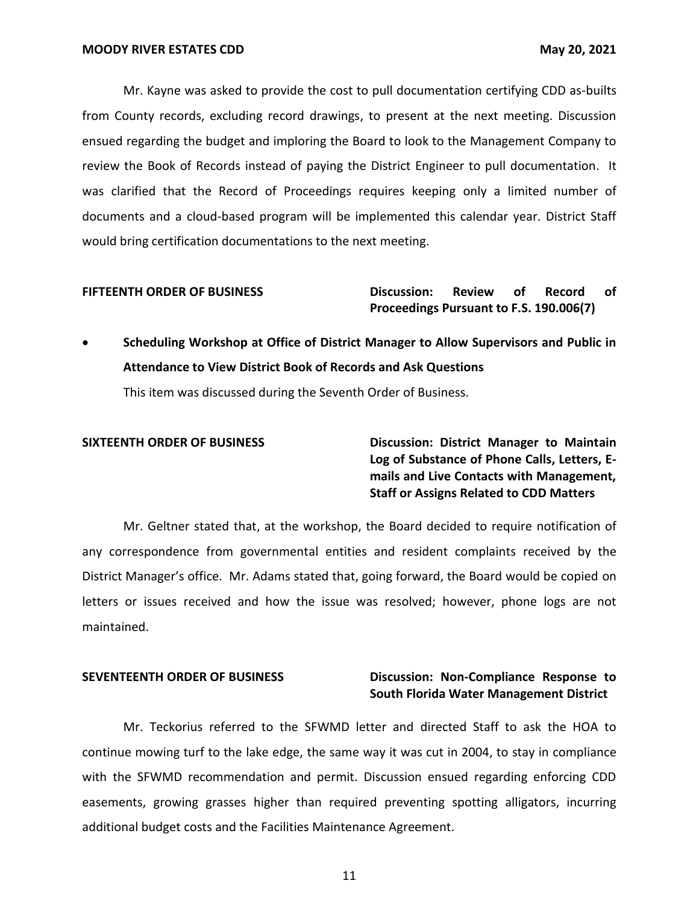Mr. Kayne was asked to provide the cost to pull documentation certifying CDD as-builts from County records, excluding record drawings, to present at the next meeting. Discussion ensued regarding the budget and imploring the Board to look to the Management Company to review the Book of Records instead of paying the District Engineer to pull documentation. It was clarified that the Record of Proceedings requires keeping only a limited number of documents and a cloud-based program will be implemented this calendar year. District Staff would bring certification documentations to the next meeting.

**FIFTEENTH ORDER OF BUSINESS** — **Discussion: Review of Record of Proceedings Pursuant to F.S. 190.006(7)**

- **Scheduling Workshop at Office of District Manager to Allow Supervisors and Public in Attendance to View District Book of Records and Ask Questions**

  This item was discussed during the Seventh Order of Business.

**SIXTEENTH ORDER OF BUSINESS** — **Discussion: District Manager to Maintain Log of Substance of Phone Calls, Letters, E-mails and Live Contacts with Management, Staff or Assigns Related to CDD Matters**

Mr. Geltner stated that, at the workshop, the Board decided to require notification of any correspondence from governmental entities and resident complaints received by the District Manager's office. Mr. Adams stated that, going forward, the Board would be copied on letters or issues received and how the issue was resolved; however, phone logs are not maintained.

**SEVENTEENTH ORDER OF BUSINESS** — **Discussion: Non-Compliance Response to South Florida Water Management District**

Mr. Teckorius referred to the SFWMD letter and directed Staff to ask the HOA to continue mowing turf to the lake edge, the same way it was cut in 2004, to stay in compliance with the SFWMD recommendation and permit. Discussion ensued regarding enforcing CDD easements, growing grasses higher than required preventing spotting alligators, incurring additional budget costs and the Facilities Maintenance Agreement.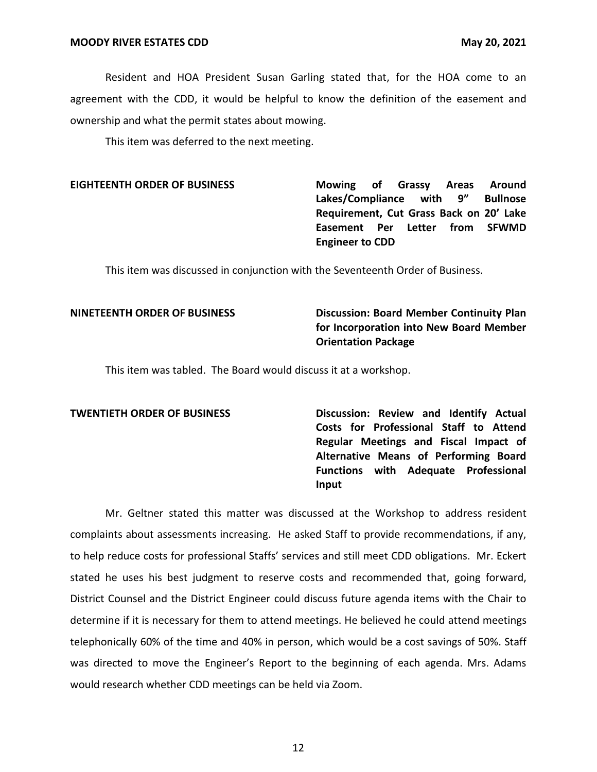Resident and HOA President Susan Garling stated that, for the HOA come to an agreement with the CDD, it would be helpful to know the definition of the easement and ownership and what the permit states about mowing.

This item was deferred to the next meeting.

**EIGHTEENTH ORDER OF BUSINESS** **Mowing of Grassy Areas Around Lakes/Compliance with 9" Bullnose Requirement, Cut Grass Back on 20' Lake Easement Per Letter from SFWMD Engineer to CDD**

This item was discussed in conjunction with the Seventeenth Order of Business.

**NINETEENTH ORDER OF BUSINESS** **Discussion: Board Member Continuity Plan for Incorporation into New Board Member Orientation Package**

This item was tabled. The Board would discuss it at a workshop.

**TWENTIETH ORDER OF BUSINESS** **Discussion: Review and Identify Actual Costs for Professional Staff to Attend Regular Meetings and Fiscal Impact of Alternative Means of Performing Board Functions with Adequate Professional Input**

Mr. Geltner stated this matter was discussed at the Workshop to address resident complaints about assessments increasing. He asked Staff to provide recommendations, if any, to help reduce costs for professional Staffs' services and still meet CDD obligations. Mr. Eckert stated he uses his best judgment to reserve costs and recommended that, going forward, District Counsel and the District Engineer could discuss future agenda items with the Chair to determine if it is necessary for them to attend meetings. He believed he could attend meetings telephonically 60% of the time and 40% in person, which would be a cost savings of 50%. Staff was directed to move the Engineer's Report to the beginning of each agenda. Mrs. Adams would research whether CDD meetings can be held via Zoom.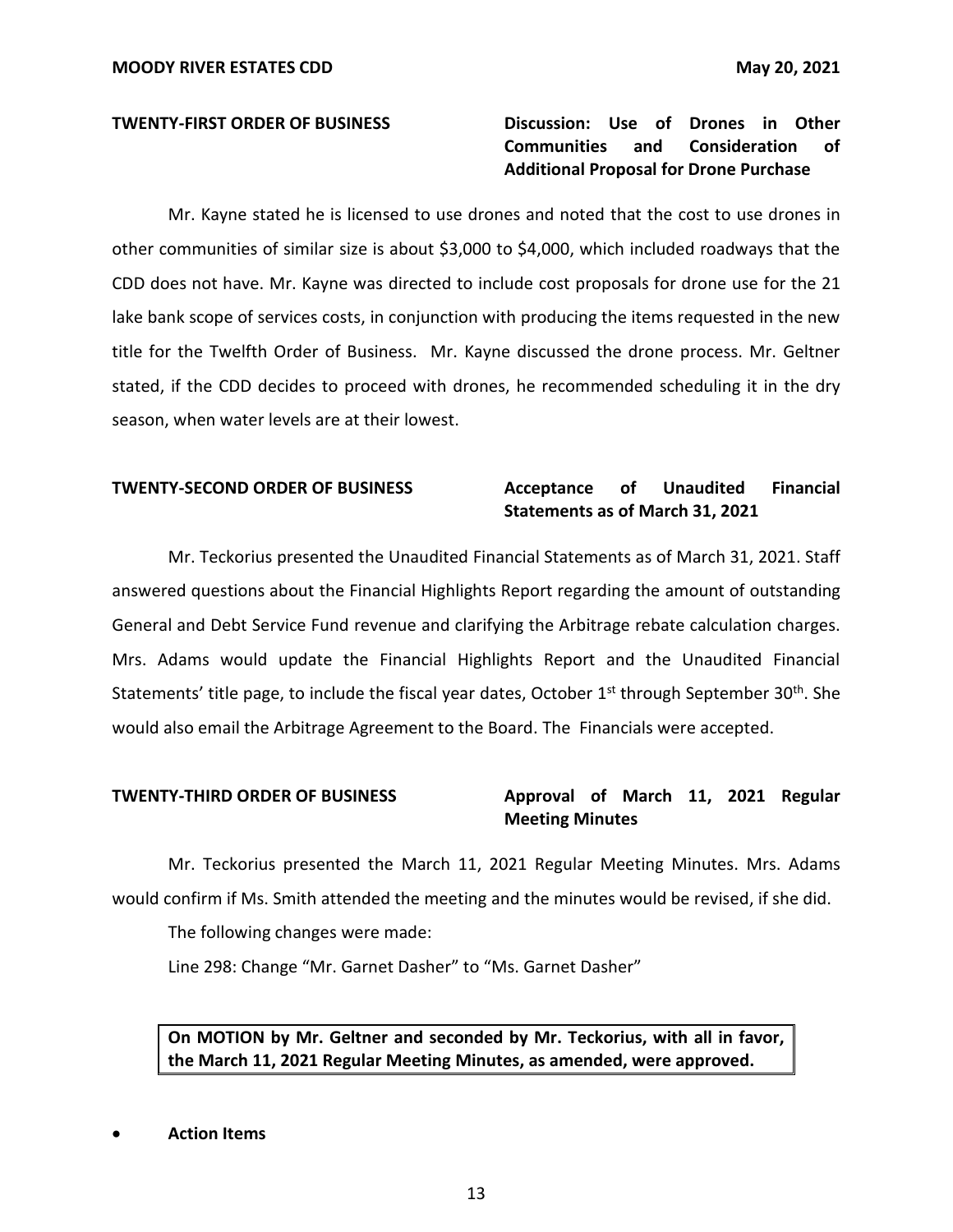**TWENTY-FIRST ORDER OF BUSINESS** **Discussion: Use of Drones in Other Communities and Consideration of Additional Proposal for Drone Purchase**

Mr. Kayne stated he is licensed to use drones and noted that the cost to use drones in other communities of similar size is about $3,000 to $4,000, which included roadways that the CDD does not have. Mr. Kayne was directed to include cost proposals for drone use for the 21 lake bank scope of services costs, in conjunction with producing the items requested in the new title for the Twelfth Order of Business. Mr. Kayne discussed the drone process. Mr. Geltner stated, if the CDD decides to proceed with drones, he recommended scheduling it in the dry season, when water levels are at their lowest.

**TWENTY-SECOND ORDER OF BUSINESS** **Acceptance of Unaudited Financial Statements as of March 31, 2021**

Mr. Teckorius presented the Unaudited Financial Statements as of March 31, 2021. Staff answered questions about the Financial Highlights Report regarding the amount of outstanding General and Debt Service Fund revenue and clarifying the Arbitrage rebate calculation charges. Mrs. Adams would update the Financial Highlights Report and the Unaudited Financial Statements' title page, to include the fiscal year dates, October 1st through September 30th. She would also email the Arbitrage Agreement to the Board. The Financials were accepted.

**TWENTY-THIRD ORDER OF BUSINESS** **Approval of March 11, 2021 Regular Meeting Minutes**

Mr. Teckorius presented the March 11, 2021 Regular Meeting Minutes. Mrs. Adams would confirm if Ms. Smith attended the meeting and the minutes would be revised, if she did.

The following changes were made:

Line 298: Change "Mr. Garnet Dasher" to "Ms. Garnet Dasher"

**On MOTION by Mr. Geltner and seconded by Mr. Teckorius, with all in favor, the March 11, 2021 Regular Meeting Minutes, as amended, were approved.**

- **Action Items**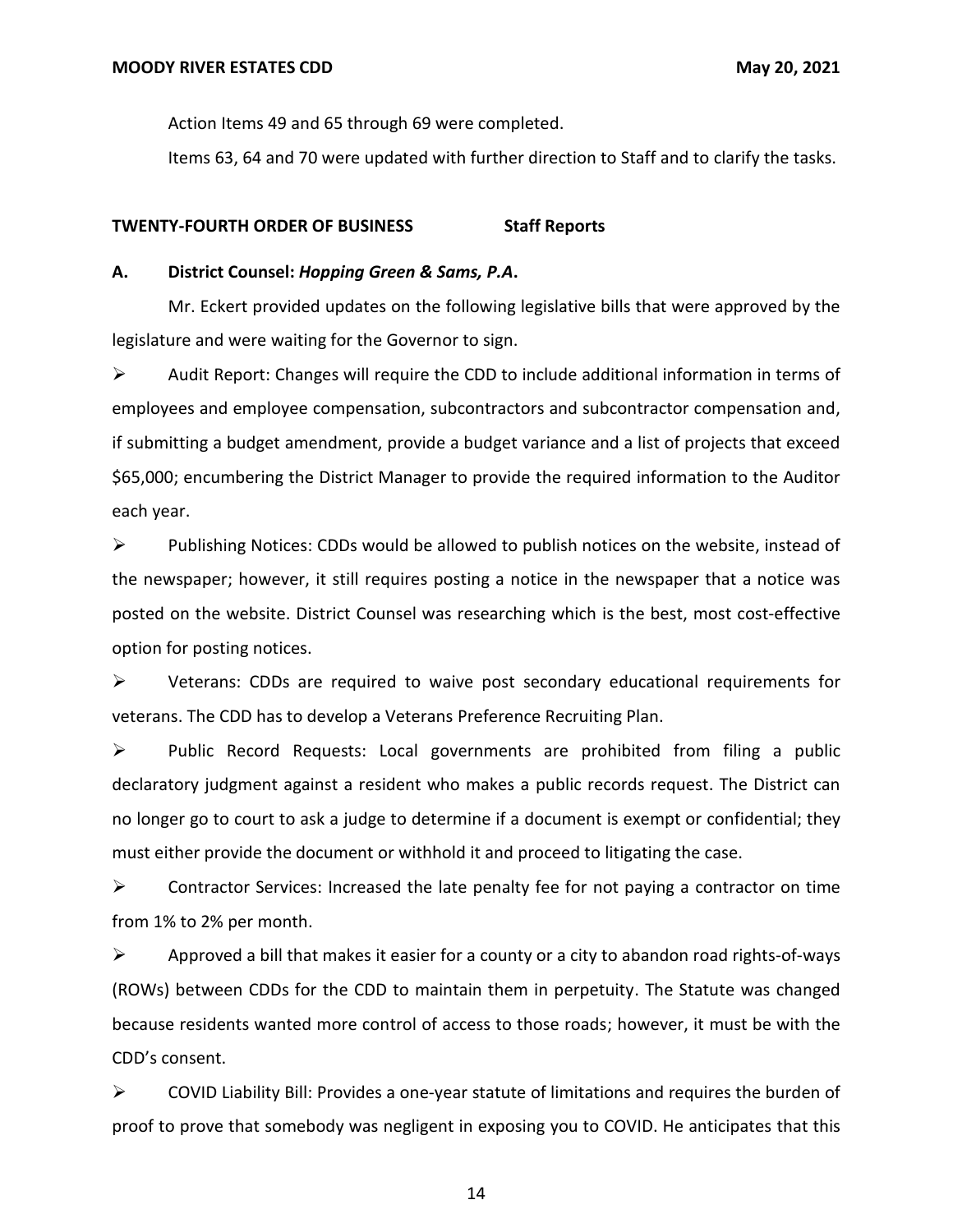Action Items 49 and 65 through 69 were completed.

Items 63, 64 and 70 were updated with further direction to Staff and to clarify the tasks.

**TWENTY-FOURTH ORDER OF BUSINESS Staff Reports**

**A. District Counsel: *Hopping Green & Sams, P.A*.**

Mr. Eckert provided updates on the following legislative bills that were approved by the legislature and were waiting for the Governor to sign.

- Audit Report: Changes will require the CDD to include additional information in terms of employees and employee compensation, subcontractors and subcontractor compensation and, if submitting a budget amendment, provide a budget variance and a list of projects that exceed $65,000; encumbering the District Manager to provide the required information to the Auditor each year.
- Publishing Notices: CDDs would be allowed to publish notices on the website, instead of the newspaper; however, it still requires posting a notice in the newspaper that a notice was posted on the website. District Counsel was researching which is the best, most cost-effective option for posting notices.
- Veterans: CDDs are required to waive post secondary educational requirements for veterans. The CDD has to develop a Veterans Preference Recruiting Plan.
- Public Record Requests: Local governments are prohibited from filing a public declaratory judgment against a resident who makes a public records request. The District can no longer go to court to ask a judge to determine if a document is exempt or confidential; they must either provide the document or withhold it and proceed to litigating the case.
- Contractor Services: Increased the late penalty fee for not paying a contractor on time from 1% to 2% per month.
- Approved a bill that makes it easier for a county or a city to abandon road rights-of-ways (ROWs) between CDDs for the CDD to maintain them in perpetuity. The Statute was changed because residents wanted more control of access to those roads; however, it must be with the CDD's consent.
- COVID Liability Bill: Provides a one-year statute of limitations and requires the burden of proof to prove that somebody was negligent in exposing you to COVID. He anticipates that this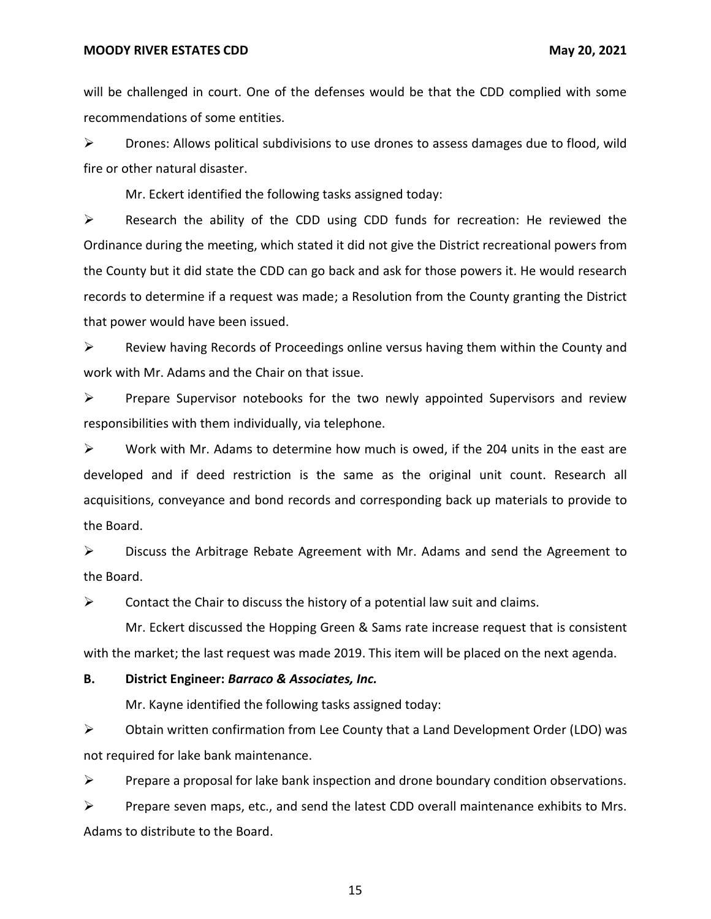will be challenged in court. One of the defenses would be that the CDD complied with some recommendations of some entities.

- Drones: Allows political subdivisions to use drones to assess damages due to flood, wild fire or other natural disaster.

Mr. Eckert identified the following tasks assigned today:

- Research the ability of the CDD using CDD funds for recreation: He reviewed the Ordinance during the meeting, which stated it did not give the District recreational powers from the County but it did state the CDD can go back and ask for those powers it. He would research records to determine if a request was made; a Resolution from the County granting the District that power would have been issued.
- Review having Records of Proceedings online versus having them within the County and work with Mr. Adams and the Chair on that issue.
- Prepare Supervisor notebooks for the two newly appointed Supervisors and review responsibilities with them individually, via telephone.
- Work with Mr. Adams to determine how much is owed, if the 204 units in the east are developed and if deed restriction is the same as the original unit count. Research all acquisitions, conveyance and bond records and corresponding back up materials to provide to the Board.
- Discuss the Arbitrage Rebate Agreement with Mr. Adams and send the Agreement to the Board.
- Contact the Chair to discuss the history of a potential law suit and claims.

Mr. Eckert discussed the Hopping Green & Sams rate increase request that is consistent with the market; the last request was made 2019. This item will be placed on the next agenda.

**B. District Engineer: *Barraco & Associates, Inc.***

Mr. Kayne identified the following tasks assigned today:

- Obtain written confirmation from Lee County that a Land Development Order (LDO) was not required for lake bank maintenance.
- Prepare a proposal for lake bank inspection and drone boundary condition observations.
- Prepare seven maps, etc., and send the latest CDD overall maintenance exhibits to Mrs. Adams to distribute to the Board.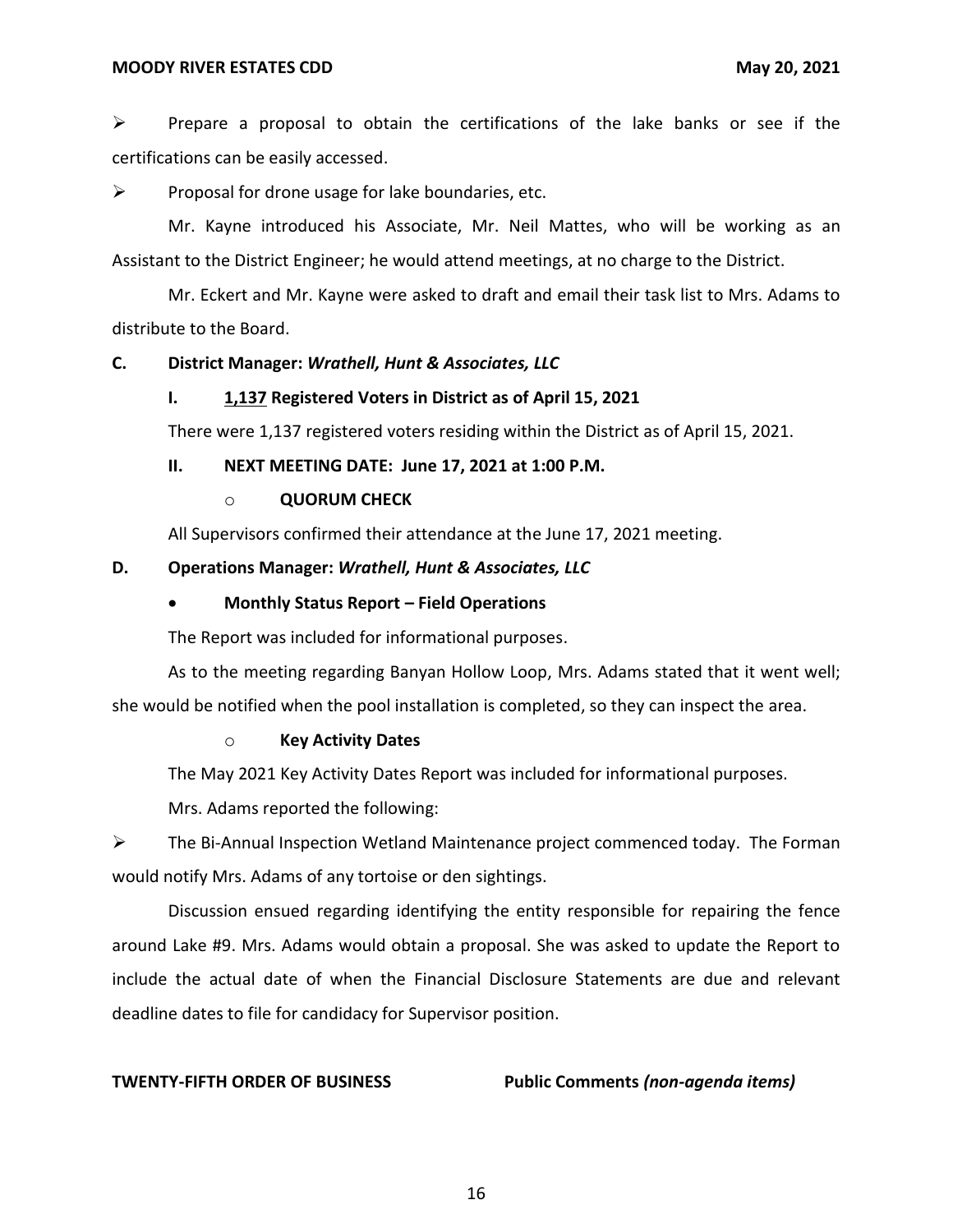➢ Prepare a proposal to obtain the certifications of the lake banks or see if the certifications can be easily accessed.

➢ Proposal for drone usage for lake boundaries, etc.

Mr. Kayne introduced his Associate, Mr. Neil Mattes, who will be working as an Assistant to the District Engineer; he would attend meetings, at no charge to the District.

Mr. Eckert and Mr. Kayne were asked to draft and email their task list to Mrs. Adams to distribute to the Board.

**C. District Manager:** ***Wrathell, Hunt & Associates, LLC***

**I. <u>1,137</u> Registered Voters in District as of April 15, 2021**

There were 1,137 registered voters residing within the District as of April 15, 2021.

**II. NEXT MEETING DATE: June 17, 2021 at 1:00 P.M.**

- **QUORUM CHECK**

All Supervisors confirmed their attendance at the June 17, 2021 meeting.

**D. Operations Manager:** ***Wrathell, Hunt & Associates, LLC***

- **Monthly Status Report – Field Operations**

The Report was included for informational purposes.

As to the meeting regarding Banyan Hollow Loop, Mrs. Adams stated that it went well; she would be notified when the pool installation is completed, so they can inspect the area.

- **Key Activity Dates**

The May 2021 Key Activity Dates Report was included for informational purposes.

Mrs. Adams reported the following:

➢ The Bi-Annual Inspection Wetland Maintenance project commenced today. The Forman would notify Mrs. Adams of any tortoise or den sightings.

Discussion ensued regarding identifying the entity responsible for repairing the fence around Lake #9. Mrs. Adams would obtain a proposal. She was asked to update the Report to include the actual date of when the Financial Disclosure Statements are due and relevant deadline dates to file for candidacy for Supervisor position.

**TWENTY-FIFTH ORDER OF BUSINESS** **Public Comments** ***(non-agenda items)***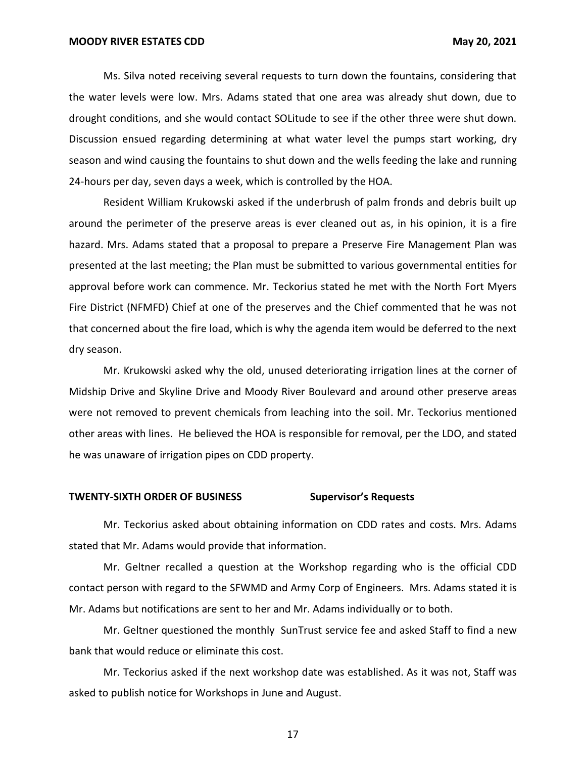Ms. Silva noted receiving several requests to turn down the fountains, considering that the water levels were low. Mrs. Adams stated that one area was already shut down, due to drought conditions, and she would contact SOLitude to see if the other three were shut down. Discussion ensued regarding determining at what water level the pumps start working, dry season and wind causing the fountains to shut down and the wells feeding the lake and running 24-hours per day, seven days a week, which is controlled by the HOA.

Resident William Krukowski asked if the underbrush of palm fronds and debris built up around the perimeter of the preserve areas is ever cleaned out as, in his opinion, it is a fire hazard. Mrs. Adams stated that a proposal to prepare a Preserve Fire Management Plan was presented at the last meeting; the Plan must be submitted to various governmental entities for approval before work can commence. Mr. Teckorius stated he met with the North Fort Myers Fire District (NFMFD) Chief at one of the preserves and the Chief commented that he was not that concerned about the fire load, which is why the agenda item would be deferred to the next dry season.

Mr. Krukowski asked why the old, unused deteriorating irrigation lines at the corner of Midship Drive and Skyline Drive and Moody River Boulevard and around other preserve areas were not removed to prevent chemicals from leaching into the soil. Mr. Teckorius mentioned other areas with lines. He believed the HOA is responsible for removal, per the LDO, and stated he was unaware of irrigation pipes on CDD property.

**TWENTY-SIXTH ORDER OF BUSINESS** **Supervisor's Requests**

Mr. Teckorius asked about obtaining information on CDD rates and costs. Mrs. Adams stated that Mr. Adams would provide that information.

Mr. Geltner recalled a question at the Workshop regarding who is the official CDD contact person with regard to the SFWMD and Army Corp of Engineers. Mrs. Adams stated it is Mr. Adams but notifications are sent to her and Mr. Adams individually or to both.

Mr. Geltner questioned the monthly SunTrust service fee and asked Staff to find a new bank that would reduce or eliminate this cost.

Mr. Teckorius asked if the next workshop date was established. As it was not, Staff was asked to publish notice for Workshops in June and August.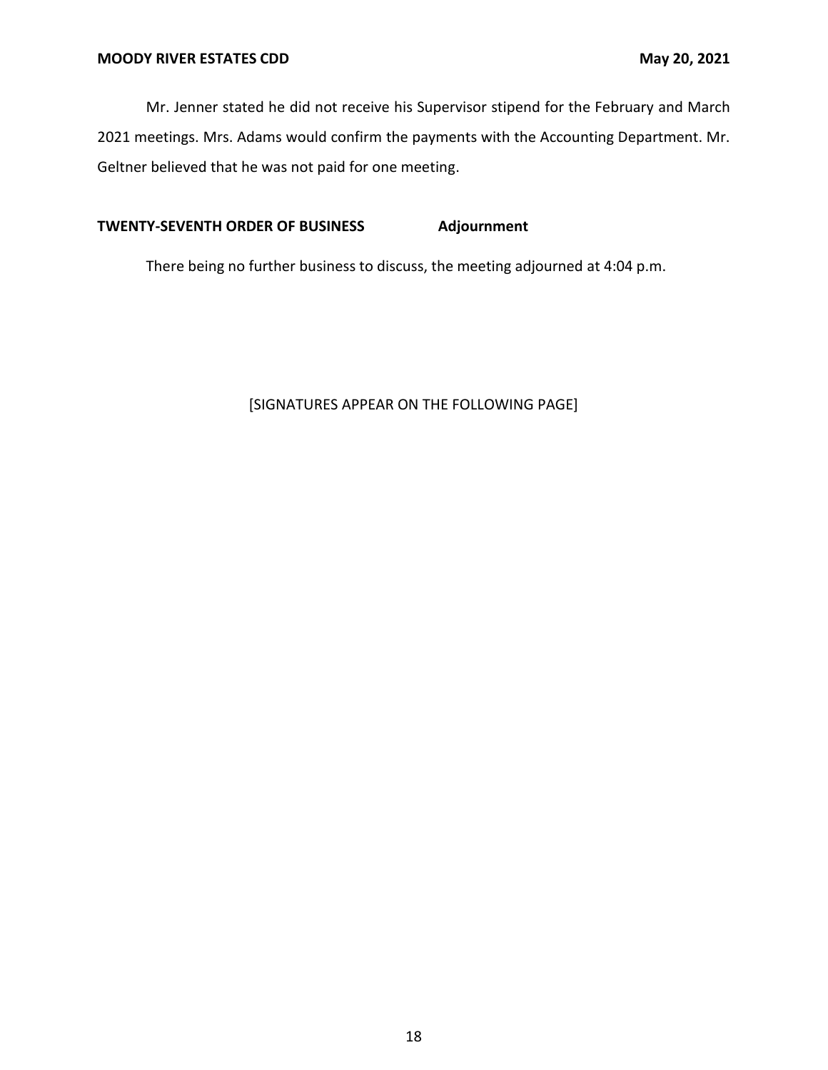Mr. Jenner stated he did not receive his Supervisor stipend for the February and March 2021 meetings. Mrs. Adams would confirm the payments with the Accounting Department. Mr. Geltner believed that he was not paid for one meeting.

**TWENTY-SEVENTH ORDER OF BUSINESS** **Adjournment**

There being no further business to discuss, the meeting adjourned at 4:04 p.m.

[SIGNATURES APPEAR ON THE FOLLOWING PAGE]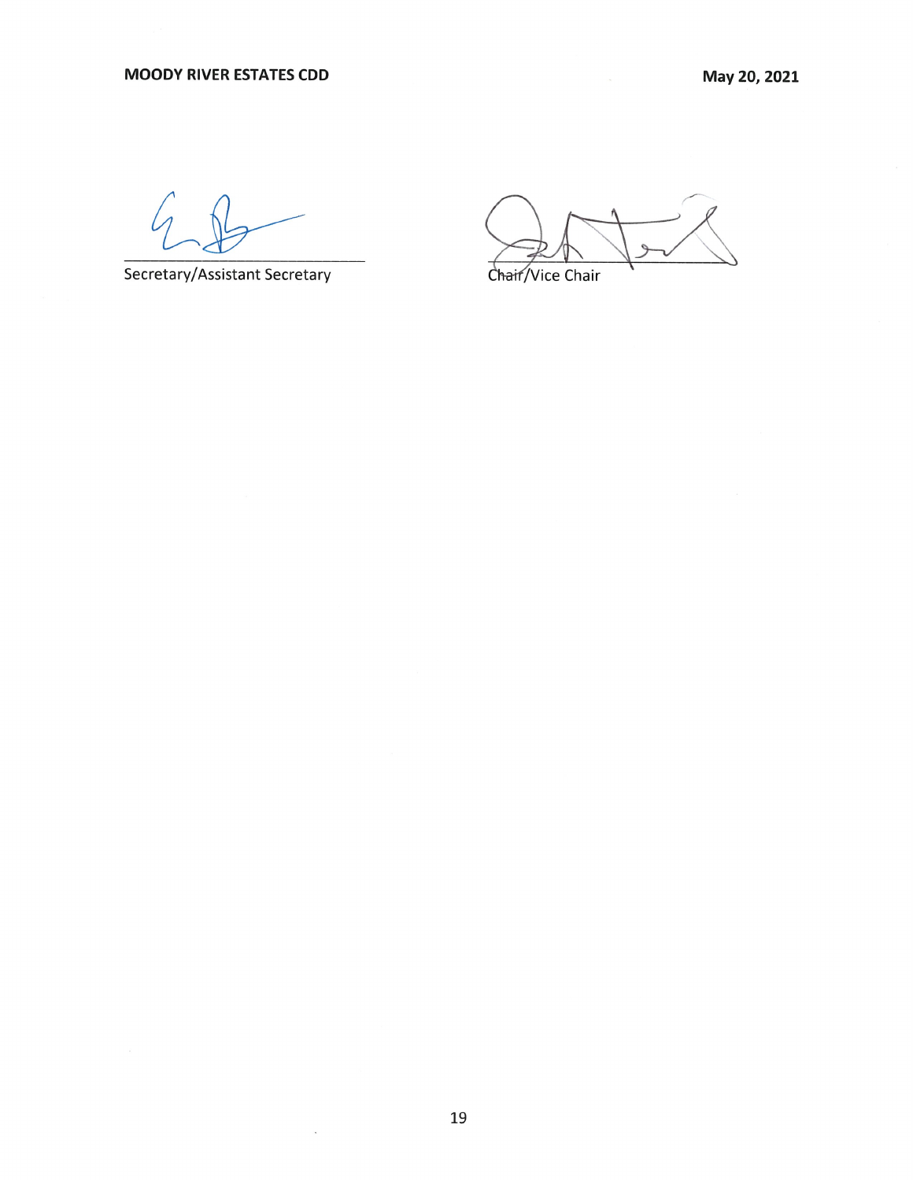MOODY RIVER ESTATES CDD | May 20, 2021

___________________________
Secretary/Assistant Secretary

___________________________
Chair/Vice Chair